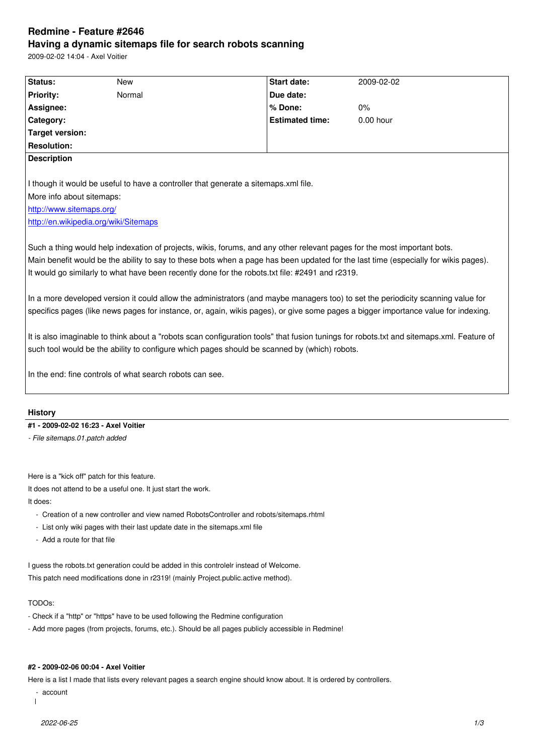# Redmine - Feature #2646

## Having a dynamic sitemaps file for search robots scanning

2009-02-02 14:04 - Axel Voitier

| Status: | New | Start date: | 2009-02-02 |
|---|---|---|---|
| Priority: | Normal | Due date: | |
| Assignee: | | % Done: | 0% |
| Category: | | Estimated time: | 0.00 hour |
| Target version: | | | |
| Resolution: | | | |

**Description**

I though it would be useful to have a controller that generate a sitemaps.xml file.
More info about sitemaps:
http://www.sitemaps.org/
http://en.wikipedia.org/wiki/Sitemaps

Such a thing would help indexation of projects, wikis, forums, and any other relevant pages for the most important bots.
Main benefit would be the ability to say to these bots when a page has been updated for the last time (especially for wikis pages).
It would go similarly to what have been recently done for the robots.txt file: #2491 and r2319.

In a more developed version it could allow the administrators (and maybe managers too) to set the periodicity scanning value for specifics pages (like news pages for instance, or, again, wikis pages), or give some pages a bigger importance value for indexing.

It is also imaginable to think about a "robots scan configuration tools" that fusion tunings for robots.txt and sitemaps.xml. Feature of such tool would be the ability to configure which pages should be scanned by (which) robots.

In the end: fine controls of what search robots can see.

## History

### #1 - 2009-02-02 16:23 - Axel Voitier

*- File sitemaps.01.patch added*

Here is a "kick off" patch for this feature.
It does not attend to be a useful one. It just start the work.
It does:

- Creation of a new controller and view named RobotsController and robots/sitemaps.rhtml
- List only wiki pages with their last update date in the sitemaps.xml file
- Add a route for that file

I guess the robots.txt generation could be added in this controlelr instead of Welcome.
This patch need modifications done in r2319! (mainly Project.public.active method).

TODOs:
- Check if a "http" or "https" have to be used following the Redmine configuration
- Add more pages (from projects, forums, etc.). Should be all pages publicly accessible in Redmine!

### #2 - 2009-02-06 00:04 - Axel Voitier

Here is a list I made that lists every relevant pages a search engine should know about. It is ordered by controllers.

- account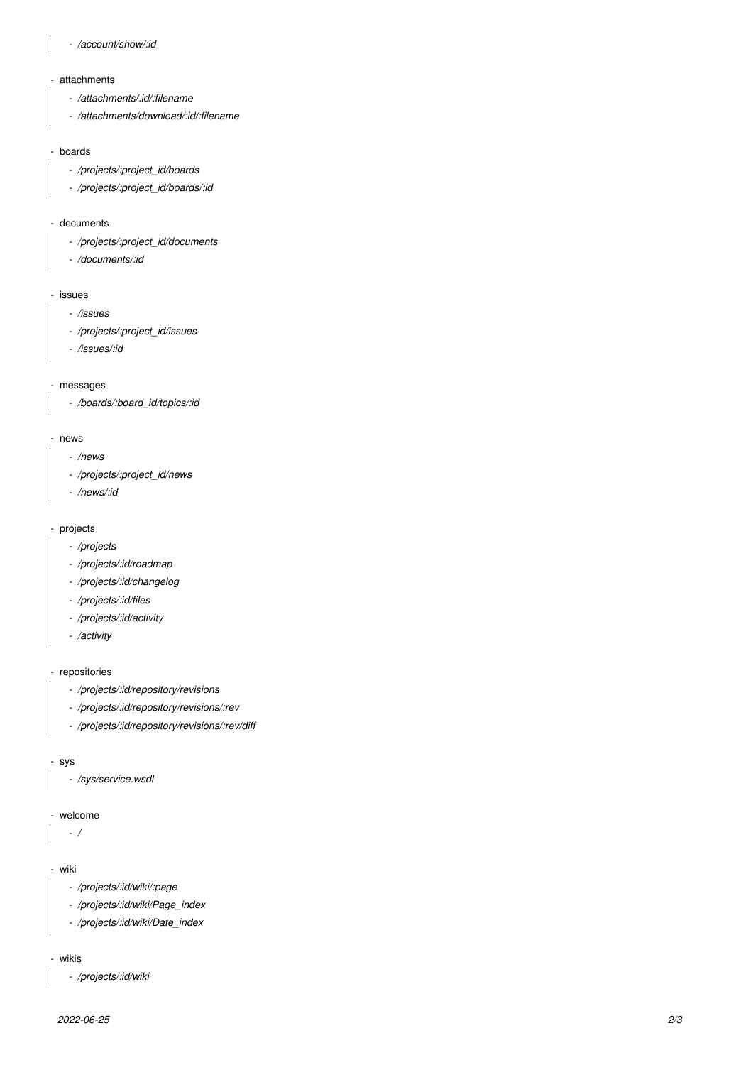- */account/show/:id*

- attachments
  - */attachments/:id/:filename*
  - */attachments/download/:id/:filename*

- boards
  - */projects/:project_id/boards*
  - */projects/:project_id/boards/:id*

- documents
  - */projects/:project_id/documents*
  - */documents/:id*

- issues
  - */issues*
  - */projects/:project_id/issues*
  - */issues/:id*

- messages
  - */boards/:board_id/topics/:id*

- news
  - */news*
  - */projects/:project_id/news*
  - */news/:id*

- projects
  - */projects*
  - */projects/:id/roadmap*
  - */projects/:id/changelog*
  - */projects/:id/files*
  - */projects/:id/activity*
  - */activity*

- repositories
  - */projects/:id/repository/revisions*
  - */projects/:id/repository/revisions/:rev*
  - */projects/:id/repository/revisions/:rev/diff*

- sys
  - */sys/service.wsdl*

- welcome
  - */*

- wiki
  - */projects/:id/wiki/:page*
  - */projects/:id/wiki/Page_index*
  - */projects/:id/wiki/Date_index*

- wikis
  - */projects/:id/wiki*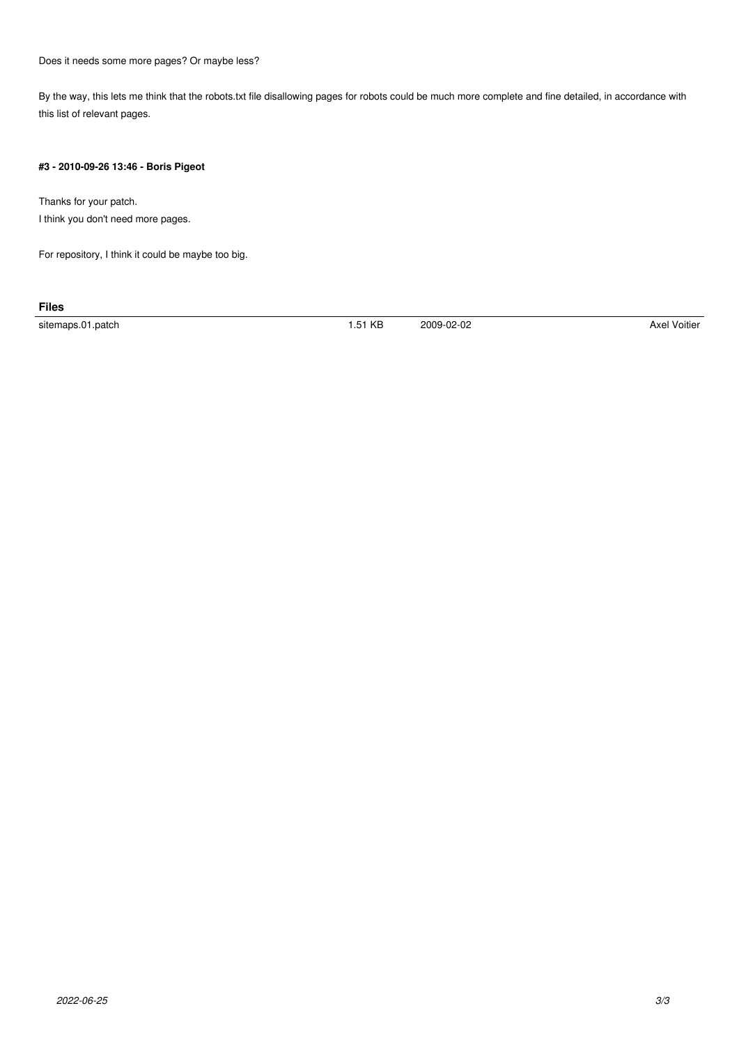Does it needs some more pages? Or maybe less?

By the way, this lets me think that the robots.txt file disallowing pages for robots could be much more complete and fine detailed, in accordance with this list of relevant pages.

#### #3 - 2010-09-26 13:46 - Boris Pigeot

Thanks for your patch.
I think you don't need more pages.

For repository, I think it could be maybe too big.

### Files

| | | | |
|---|---|---|---|
| sitemaps.01.patch | 1.51 KB | 2009-02-02 | Axel Voitier |